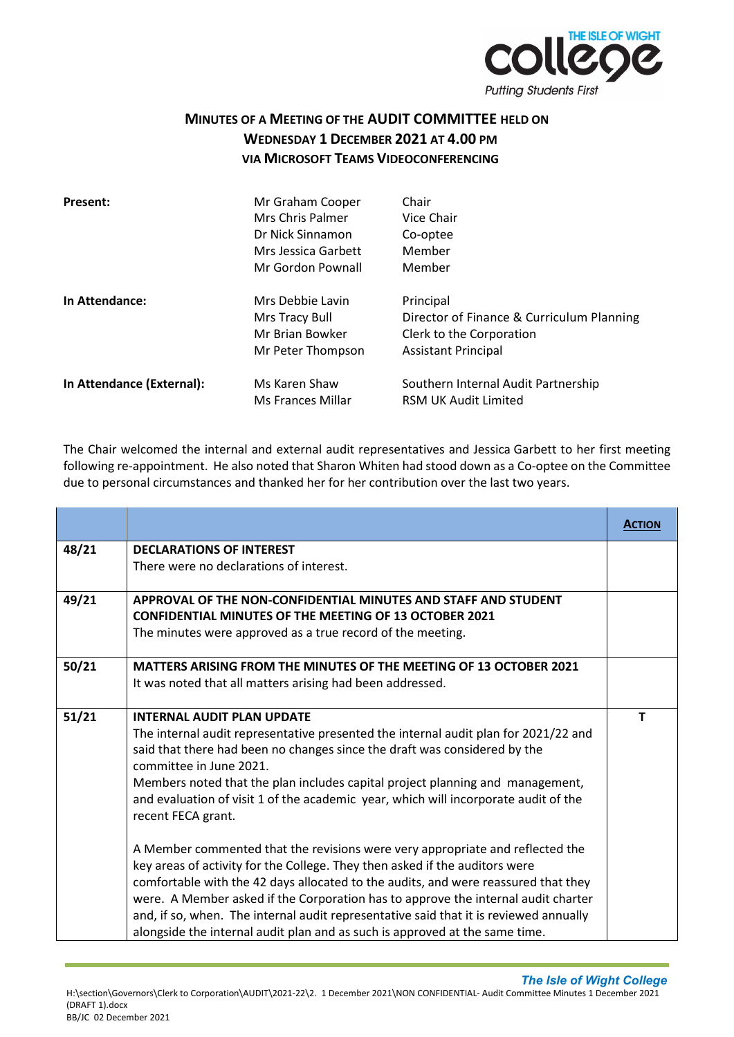# MINUTES OF A MEETING OF THE AUDIT COMMITTEE HELD ON WEDNESDAY 1 DECEMBER 2021 AT 4.00 PM VIA MICROSOFT TEAMS VIDEOCONFERENCING

| | | |
|---|---|---|
| **Present:** | Mr Graham Cooper | Chair |
| | Mrs Chris Palmer | Vice Chair |
| | Dr Nick Sinnamon | Co-optee |
| | Mrs Jessica Garbett | Member |
| | Mr Gordon Pownall | Member |
| **In Attendance:** | Mrs Debbie Lavin | Principal |
| | Mrs Tracy Bull | Director of Finance & Curriculum Planning |
| | Mr Brian Bowker | Clerk to the Corporation |
| | Mr Peter Thompson | Assistant Principal |
| **In Attendance (External):** | Ms Karen Shaw | Southern Internal Audit Partnership |
| | Ms Frances Millar | RSM UK Audit Limited |

The Chair welcomed the internal and external audit representatives and Jessica Garbett to her first meeting following re-appointment. He also noted that Sharon Whiten had stood down as a Co-optee on the Committee due to personal circumstances and thanked her for her contribution over the last two years.

| | | **ACTION** |
|---|---|---|
| 48/21 | **DECLARATIONS OF INTEREST**<br>There were no declarations of interest. | |
| 49/21 | **APPROVAL OF THE NON-CONFIDENTIAL MINUTES AND STAFF AND STUDENT CONFIDENTIAL MINUTES OF THE MEETING OF 13 OCTOBER 2021**<br>The minutes were approved as a true record of the meeting. | |
| 50/21 | **MATTERS ARISING FROM THE MINUTES OF THE MEETING OF 13 OCTOBER 2021**<br>It was noted that all matters arising had been addressed. | |
| 51/21 | **INTERNAL AUDIT PLAN UPDATE**<br>The internal audit representative presented the internal audit plan for 2021/22 and said that there had been no changes since the draft was considered by the committee in June 2021.<br>Members noted that the plan includes capital project planning and management, and evaluation of visit 1 of the academic year, which will incorporate audit of the recent FECA grant.<br><br>A Member commented that the revisions were very appropriate and reflected the key areas of activity for the College. They then asked if the auditors were comfortable with the 42 days allocated to the audits, and were reassured that they were. A Member asked if the Corporation has to approve the internal audit charter and, if so, when. The internal audit representative said that it is reviewed annually alongside the internal audit plan and as such is approved at the same time. | T |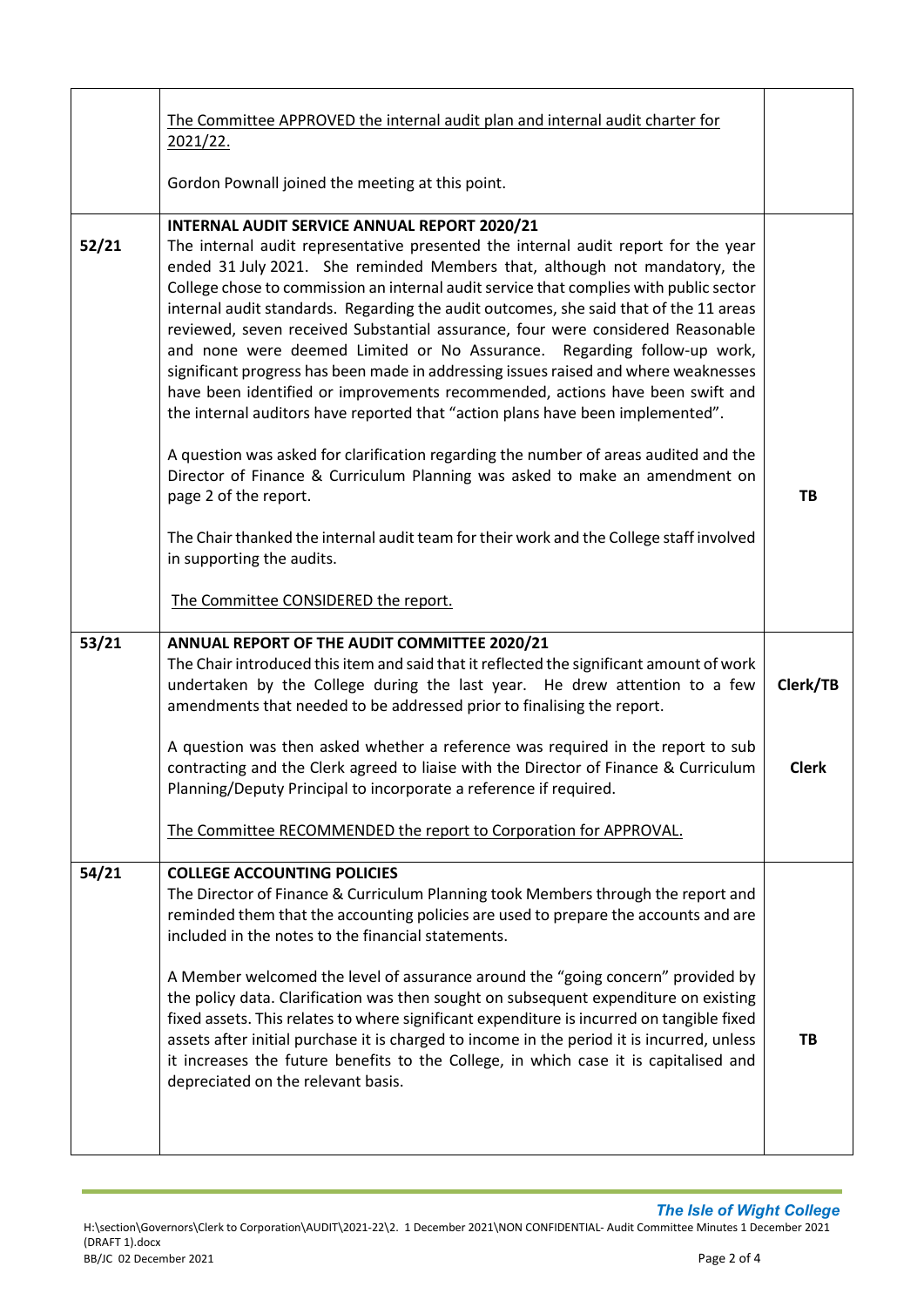| | | |
|---|---|---|
| | The Committee APPROVED the internal audit plan and internal audit charter for 2021/22.<br><br>Gordon Pownall joined the meeting at this point. | |
| 52/21 | **INTERNAL AUDIT SERVICE ANNUAL REPORT 2020/21**<br>The internal audit representative presented the internal audit report for the year ended 31 July 2021. She reminded Members that, although not mandatory, the College chose to commission an internal audit service that complies with public sector internal audit standards. Regarding the audit outcomes, she said that of the 11 areas reviewed, seven received Substantial assurance, four were considered Reasonable and none were deemed Limited or No Assurance. Regarding follow-up work, significant progress has been made in addressing issues raised and where weaknesses have been identified or improvements recommended, actions have been swift and the internal auditors have reported that "action plans have been implemented".<br><br>A question was asked for clarification regarding the number of areas audited and the Director of Finance & Curriculum Planning was asked to make an amendment on page 2 of the report.<br><br>The Chair thanked the internal audit team for their work and the College staff involved in supporting the audits.<br><br>The Committee CONSIDERED the report. | TB |
| 53/21 | **ANNUAL REPORT OF THE AUDIT COMMITTEE 2020/21**<br>The Chair introduced this item and said that it reflected the significant amount of work undertaken by the College during the last year. He drew attention to a few amendments that needed to be addressed prior to finalising the report.<br><br>A question was then asked whether a reference was required in the report to sub contracting and the Clerk agreed to liaise with the Director of Finance & Curriculum Planning/Deputy Principal to incorporate a reference if required.<br><br>The Committee RECOMMENDED the report to Corporation for APPROVAL. | Clerk/TB<br><br>Clerk |
| 54/21 | **COLLEGE ACCOUNTING POLICIES**<br>The Director of Finance & Curriculum Planning took Members through the report and reminded them that the accounting policies are used to prepare the accounts and are included in the notes to the financial statements.<br><br>A Member welcomed the level of assurance around the "going concern" provided by the policy data. Clarification was then sought on subsequent expenditure on existing fixed assets. This relates to where significant expenditure is incurred on tangible fixed assets after initial purchase it is charged to income in the period it is incurred, unless it increases the future benefits to the College, in which case it is capitalised and depreciated on the relevant basis. | TB |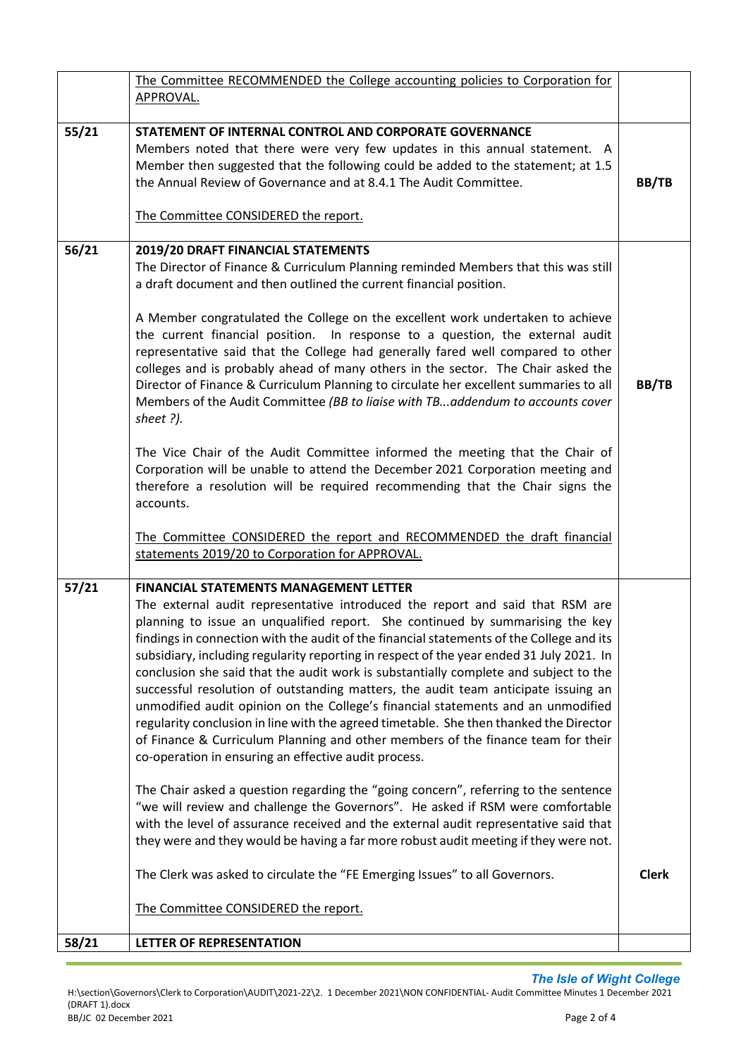| | | |
|---|---|---|
| | The Committee RECOMMENDED the College accounting policies to Corporation for APPROVAL. | |
| 55/21 | **STATEMENT OF INTERNAL CONTROL AND CORPORATE GOVERNANCE**<br>Members noted that there were very few updates in this annual statement. A Member then suggested that the following could be added to the statement; at 1.5 the Annual Review of Governance and at 8.4.1 The Audit Committee.<br><br>The Committee CONSIDERED the report. | **BB/TB** |
| 56/21 | **2019/20 DRAFT FINANCIAL STATEMENTS**<br>The Director of Finance & Curriculum Planning reminded Members that this was still a draft document and then outlined the current financial position.<br><br>A Member congratulated the College on the excellent work undertaken to achieve the current financial position. In response to a question, the external audit representative said that the College had generally fared well compared to other colleges and is probably ahead of many others in the sector. The Chair asked the Director of Finance & Curriculum Planning to circulate her excellent summaries to all Members of the Audit Committee *(BB to liaise with TB...addendum to accounts cover sheet ?).*<br><br>The Vice Chair of the Audit Committee informed the meeting that the Chair of Corporation will be unable to attend the December 2021 Corporation meeting and therefore a resolution will be required recommending that the Chair signs the accounts.<br><br>The Committee CONSIDERED the report and RECOMMENDED the draft financial statements 2019/20 to Corporation for APPROVAL. | **BB/TB** |
| 57/21 | **FINANCIAL STATEMENTS MANAGEMENT LETTER**<br>The external audit representative introduced the report and said that RSM are planning to issue an unqualified report. She continued by summarising the key findings in connection with the audit of the financial statements of the College and its subsidiary, including regularity reporting in respect of the year ended 31 July 2021. In conclusion she said that the audit work is substantially complete and subject to the successful resolution of outstanding matters, the audit team anticipate issuing an unmodified audit opinion on the College's financial statements and an unmodified regularity conclusion in line with the agreed timetable. She then thanked the Director of Finance & Curriculum Planning and other members of the finance team for their co-operation in ensuring an effective audit process.<br><br>The Chair asked a question regarding the "going concern", referring to the sentence "we will review and challenge the Governors". He asked if RSM were comfortable with the level of assurance received and the external audit representative said that they were and they would be having a far more robust audit meeting if they were not.<br><br>The Clerk was asked to circulate the "FE Emerging Issues" to all Governors.<br><br>The Committee CONSIDERED the report. | **Clerk** |
| 58/21 | **LETTER OF REPRESENTATION** | |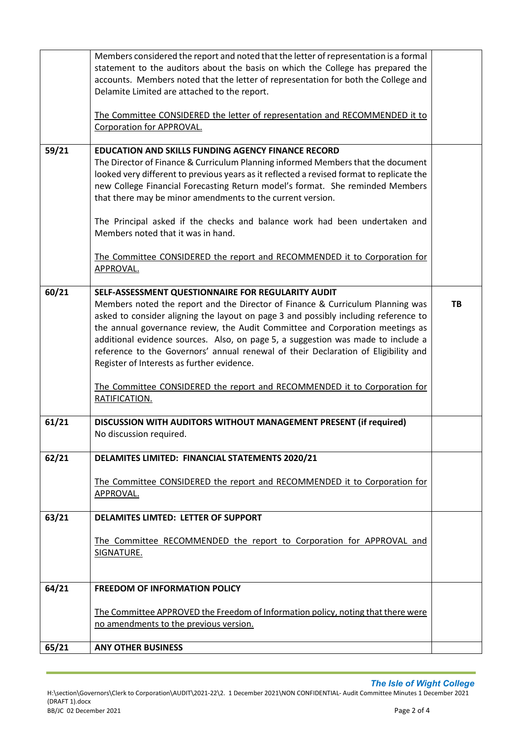| | | |
|---|---|---|
| | Members considered the report and noted that the letter of representation is a formal statement to the auditors about the basis on which the College has prepared the accounts. Members noted that the letter of representation for both the College and Delamite Limited are attached to the report.<br><br>The Committee CONSIDERED the letter of representation and RECOMMENDED it to Corporation for APPROVAL. | |
| 59/21 | **EDUCATION AND SKILLS FUNDING AGENCY FINANCE RECORD**<br>The Director of Finance & Curriculum Planning informed Members that the document looked very different to previous years as it reflected a revised format to replicate the new College Financial Forecasting Return model's format. She reminded Members that there may be minor amendments to the current version.<br><br>The Principal asked if the checks and balance work had been undertaken and Members noted that it was in hand.<br><br>The Committee CONSIDERED the report and RECOMMENDED it to Corporation for APPROVAL. | |
| 60/21 | **SELF-ASSESSMENT QUESTIONNAIRE FOR REGULARITY AUDIT**<br>Members noted the report and the Director of Finance & Curriculum Planning was asked to consider aligning the layout on page 3 and possibly including reference to the annual governance review, the Audit Committee and Corporation meetings as additional evidence sources. Also, on page 5, a suggestion was made to include a reference to the Governors' annual renewal of their Declaration of Eligibility and Register of Interests as further evidence.<br><br>The Committee CONSIDERED the report and RECOMMENDED it to Corporation for RATIFICATION. | **TB** |
| 61/21 | **DISCUSSION WITH AUDITORS WITHOUT MANAGEMENT PRESENT (if required)**<br>No discussion required. | |
| 62/21 | **DELAMITES LIMITED: FINANCIAL STATEMENTS 2020/21**<br><br>The Committee CONSIDERED the report and RECOMMENDED it to Corporation for APPROVAL. | |
| 63/21 | **DELAMITES LIMTED: LETTER OF SUPPORT**<br><br>The Committee RECOMMENDED the report to Corporation for APPROVAL and SIGNATURE. | |
| 64/21 | **FREEDOM OF INFORMATION POLICY**<br><br>The Committee APPROVED the Freedom of Information policy, noting that there were no amendments to the previous version. | |
| 65/21 | **ANY OTHER BUSINESS** | |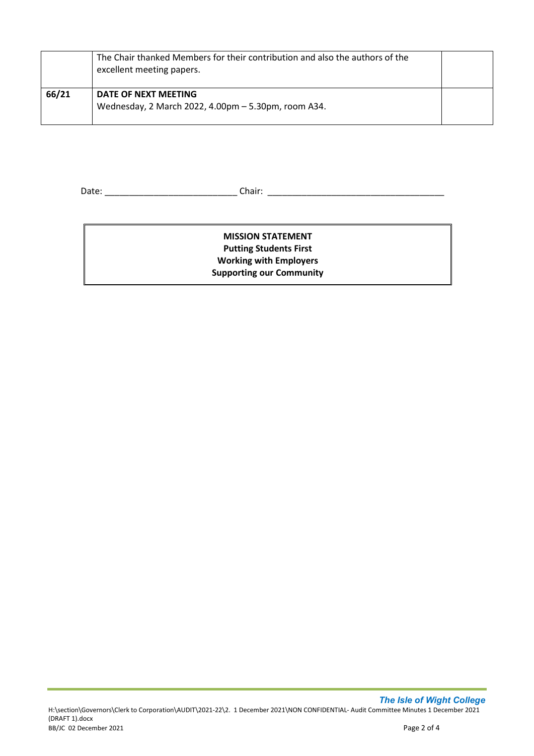| | | |
|---|---|---|
| | The Chair thanked Members for their contribution and also the authors of the excellent meeting papers. | |
| **66/21** | **DATE OF NEXT MEETING**<br>Wednesday, 2 March 2022, 4.00pm – 5.30pm, room A34. | |

Date: ___________________________ Chair: ____________________________________

**MISSION STATEMENT**
**Putting Students First**
**Working with Employers**
**Supporting our Community**